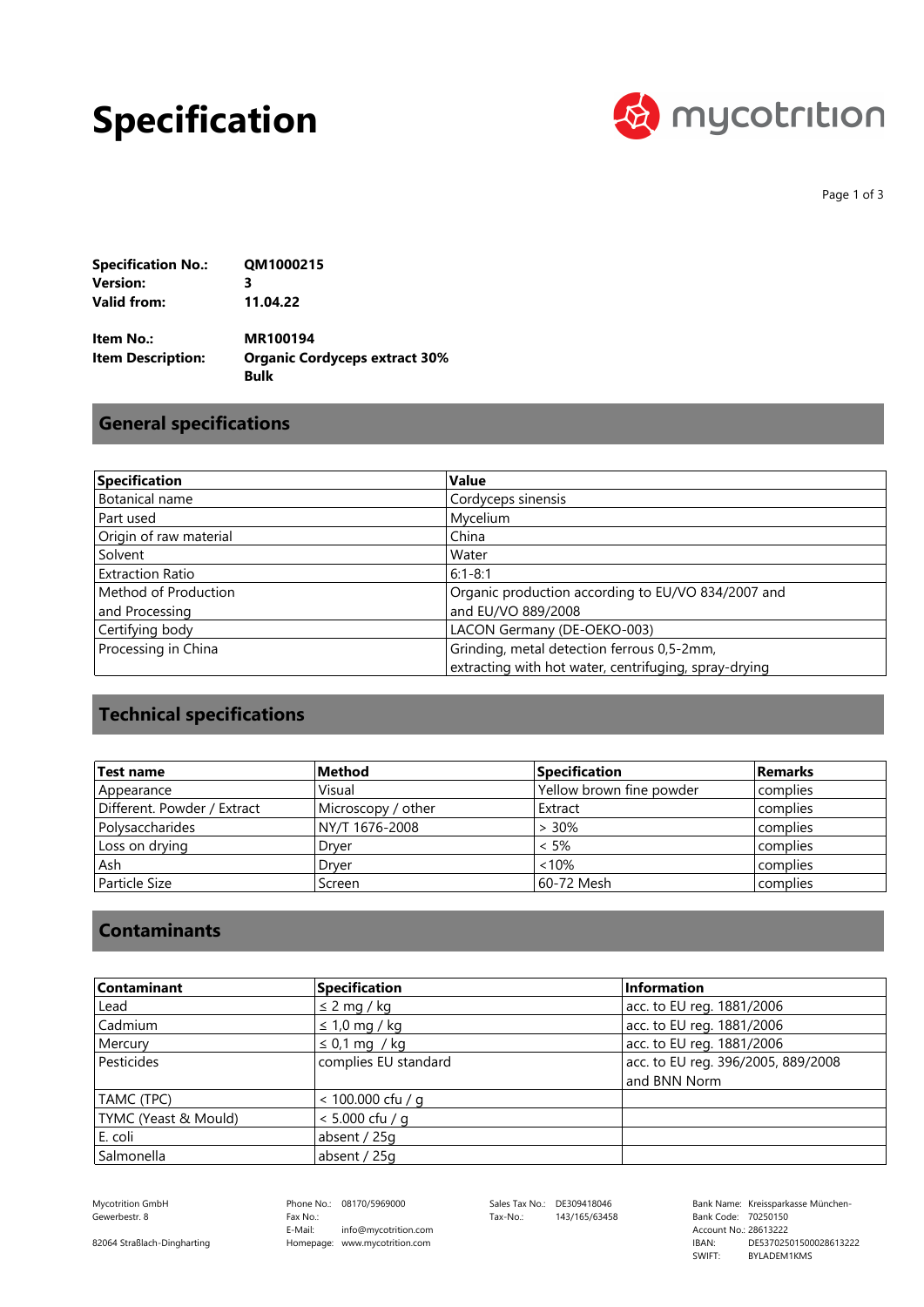# Specification

mycotrition

**Specification No.:** QM1000215
**Version:** 3
**Valid from:** 11.04.22

**Item No.:** MR100194
**Item Description:** Organic Cordyceps extract 30% Bulk

## General specifications

| Specification | Value |
|---|---|
| Botanical name | Cordyceps sinensis |
| Part used | Mycelium |
| Origin of raw material | China |
| Solvent | Water |
| Extraction Ratio | 6:1-8:1 |
| Method of Production and Processing | Organic production according to EU/VO 834/2007 and and EU/VO 889/2008 |
| Certifying body | LACON Germany (DE-OEKO-003) |
| Processing in China | Grinding, metal detection ferrous 0,5-2mm, extracting with hot water, centrifuging, spray-drying |

## Technical specifications

| Test name | Method | Specification | Remarks |
|---|---|---|---|
| Appearance | Visual | Yellow brown fine powder | complies |
| Different. Powder / Extract | Microscopy / other | Extract | complies |
| Polysaccharides | NY/T 1676-2008 | > 30% | complies |
| Loss on drying | Dryer | < 5% | complies |
| Ash | Dryer | <10% | complies |
| Particle Size | Screen | 60-72 Mesh | complies |

## Contaminants

| Contaminant | Specification | Information |
|---|---|---|
| Lead | ≤ 2 mg / kg | acc. to EU reg. 1881/2006 |
| Cadmium | ≤ 1,0 mg / kg | acc. to EU reg. 1881/2006 |
| Mercury | ≤ 0,1 mg / kg | acc. to EU reg. 1881/2006 |
| Pesticides | complies EU standard | acc. to EU reg. 396/2005, 889/2008 and BNN Norm |
| TAMC (TPC) | < 100.000 cfu / g | |
| TYMC (Yeast & Mould) | < 5.000 cfu / g | |
| E. coli | absent / 25g | |
| Salmonella | absent / 25g | |

Mycotrition GmbH
Gewerbestr. 8
82064 Straßlach-Dingharting

Phone No.: 08170/5969000
Fax No.:
E-Mail: info@mycotrition.com
Homepage: www.mycotrition.com

Sales Tax No.: DE309418046
Tax-No.: 143/165/63458

Bank Name: Kreissparkasse München-
Bank Code: 70250150
Account No.: 28613222
IBAN: DE53702501500028613222
SWIFT: BYLADEM1KMS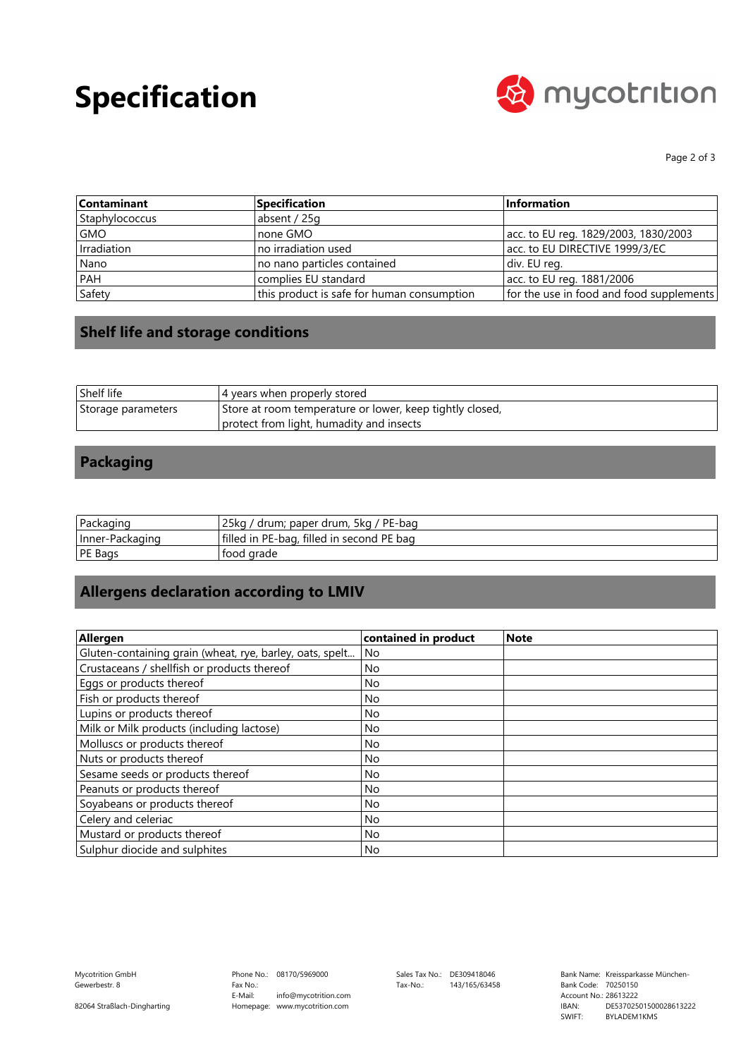# Specification

| Contaminant | Specification | Information |
|---|---|---|
| Staphylococcus | absent / 25g | |
| GMO | none GMO | acc. to EU reg. 1829/2003, 1830/2003 |
| Irradiation | no irradiation used | acc. to EU DIRECTIVE 1999/3/EC |
| Nano | no nano particles contained | div. EU reg. |
| PAH | complies EU standard | acc. to EU reg. 1881/2006 |
| Safety | this product is safe for human consumption | for the use in food and food supplements |

## Shelf life and storage conditions

| Shelf life | 4 years when properly stored |
|---|---|
| Storage parameters | Store at room temperature or lower, keep tightly closed, protect from light, humadity and insects |

## Packaging

| Packaging | 25kg / drum; paper drum, 5kg / PE-bag |
|---|---|
| Inner-Packaging | filled in PE-bag, filled in second PE bag |
| PE Bags | food grade |

## Allergens declaration according to LMIV

| Allergen | contained in product | Note |
|---|---|---|
| Gluten-containing grain (wheat, rye, barley, oats, spelt... | No | |
| Crustaceans / shellfish or products thereof | No | |
| Eggs or products thereof | No | |
| Fish or products thereof | No | |
| Lupins or products thereof | No | |
| Milk or Milk products (including lactose) | No | |
| Molluscs or products thereof | No | |
| Nuts or products thereof | No | |
| Sesame seeds or products thereof | No | |
| Peanuts or products thereof | No | |
| Soyabeans or products thereof | No | |
| Celery and celeriac | No | |
| Mustard or products thereof | No | |
| Sulphur diocide and sulphites | No | |

Mycotrition GmbH
Gewerbestr. 8

82064 Straßlach-Dingharting

Phone No.: 08170/5969000
Fax No.:
E-Mail: info@mycotrition.com
Homepage: www.mycotrition.com

Sales Tax No.: DE309418046
Tax-No.: 143/165/63458

Bank Name: Kreissparkasse München-
Bank Code: 70250150
Account No.: 28613222
IBAN: DE53702501500028613222
SWIFT: BYLADEM1KMS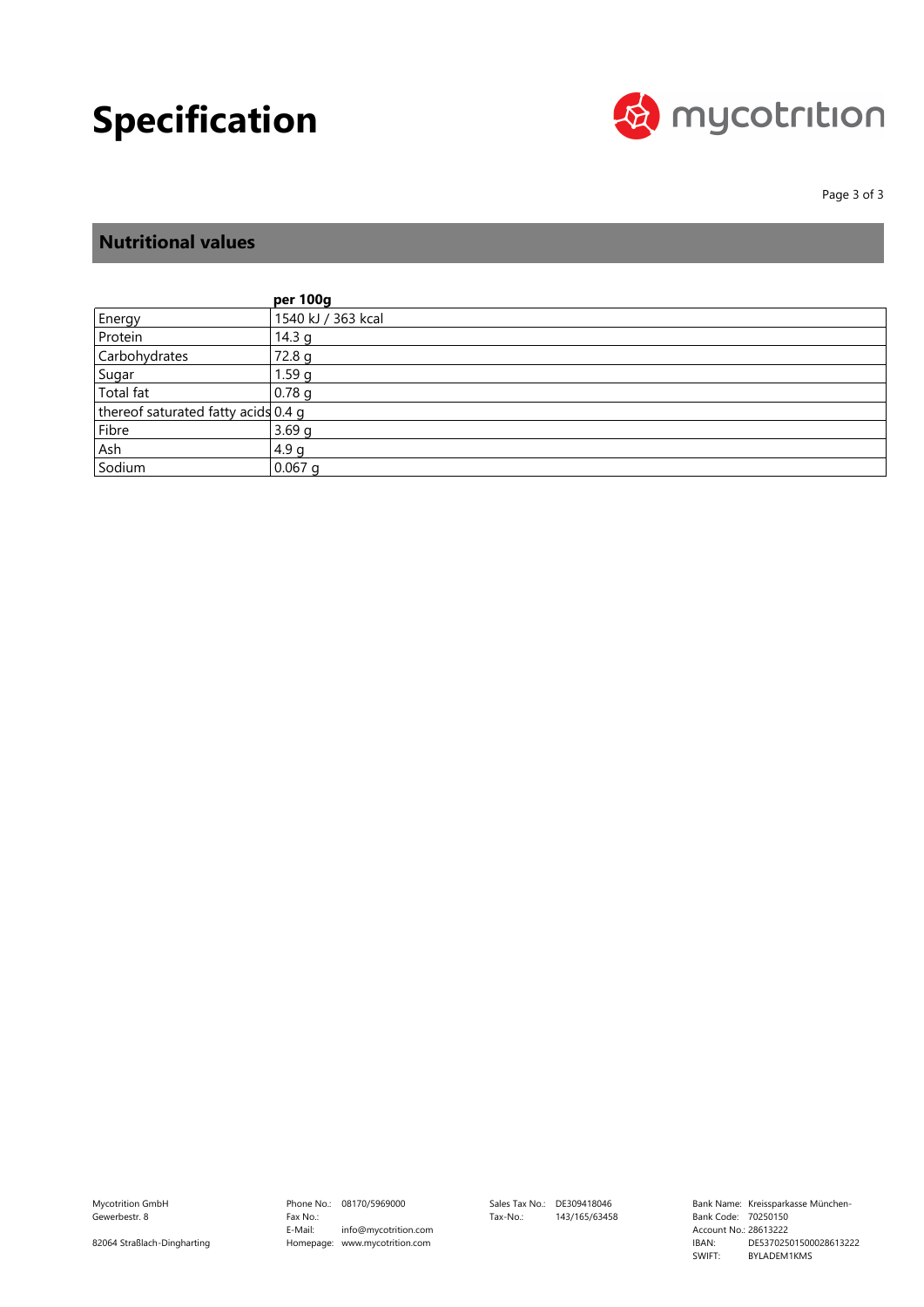# Specification

## Nutritional values

| | per 100g |
|---|---|
| Energy | 1540 kJ / 363 kcal |
| Protein | 14.3 g |
| Carbohydrates | 72.8 g |
| Sugar | 1.59 g |
| Total fat | 0.78 g |
| thereof saturated fatty acids | 0.4 g |
| Fibre | 3.69 g |
| Ash | 4.9 g |
| Sodium | 0.067 g |

Mycotrition GmbH
Gewerbestr. 8

82064 Straßlach-Dingharting

Phone No.: 08170/5969000
Fax No.:
E-Mail: info@mycotrition.com
Homepage: www.mycotrition.com

Sales Tax No.: DE309418046
Tax-No.: 143/165/63458

Bank Name: Kreissparkasse München-
Bank Code: 70250150
Account No.: 28613222
IBAN: DE53702501500028613222
SWIFT: BYLADEM1KMS